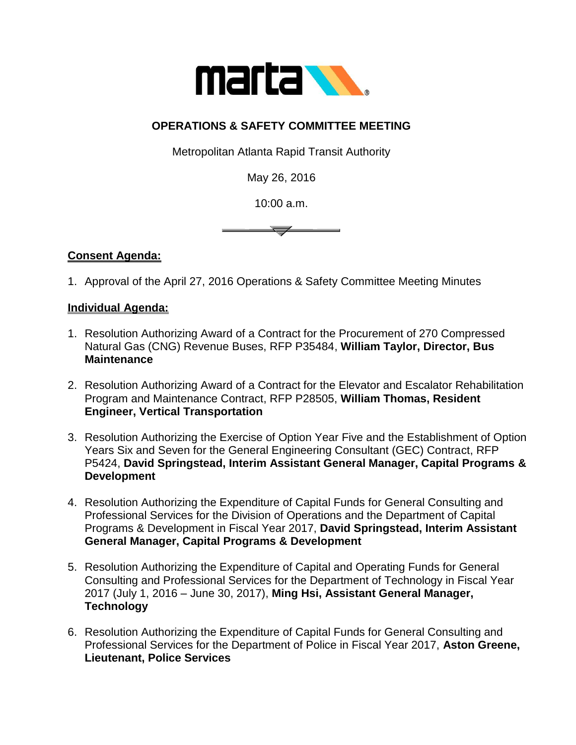# OPERATIONS & SAFETY COMMITTEE MEETING

Metropolitan Atlanta Rapid Transit Authority

May 26, 2016

10:00 a.m.

## Consent Agenda:

1. Approval of the April 27, 2016 Operations & Safety Committee Meeting Minutes

## Individual Agenda:

1. Resolution Authorizing Award of a Contract for the Procurement of 270 Compressed Natural Gas (CNG) Revenue Buses, RFP P35484, **William Taylor, Director, Bus Maintenance**

2. Resolution Authorizing Award of a Contract for the Elevator and Escalator Rehabilitation Program and Maintenance Contract, RFP P28505, **William Thomas, Resident Engineer, Vertical Transportation**

3. Resolution Authorizing the Exercise of Option Year Five and the Establishment of Option Years Six and Seven for the General Engineering Consultant (GEC) Contract, RFP P5424, **David Springstead, Interim Assistant General Manager, Capital Programs & Development**

4. Resolution Authorizing the Expenditure of Capital Funds for General Consulting and Professional Services for the Division of Operations and the Department of Capital Programs & Development in Fiscal Year 2017, **David Springstead, Interim Assistant General Manager, Capital Programs & Development**

5. Resolution Authorizing the Expenditure of Capital and Operating Funds for General Consulting and Professional Services for the Department of Technology in Fiscal Year 2017 (July 1, 2016 – June 30, 2017), **Ming Hsi, Assistant General Manager, Technology**

6. Resolution Authorizing the Expenditure of Capital Funds for General Consulting and Professional Services for the Department of Police in Fiscal Year 2017, **Aston Greene, Lieutenant, Police Services**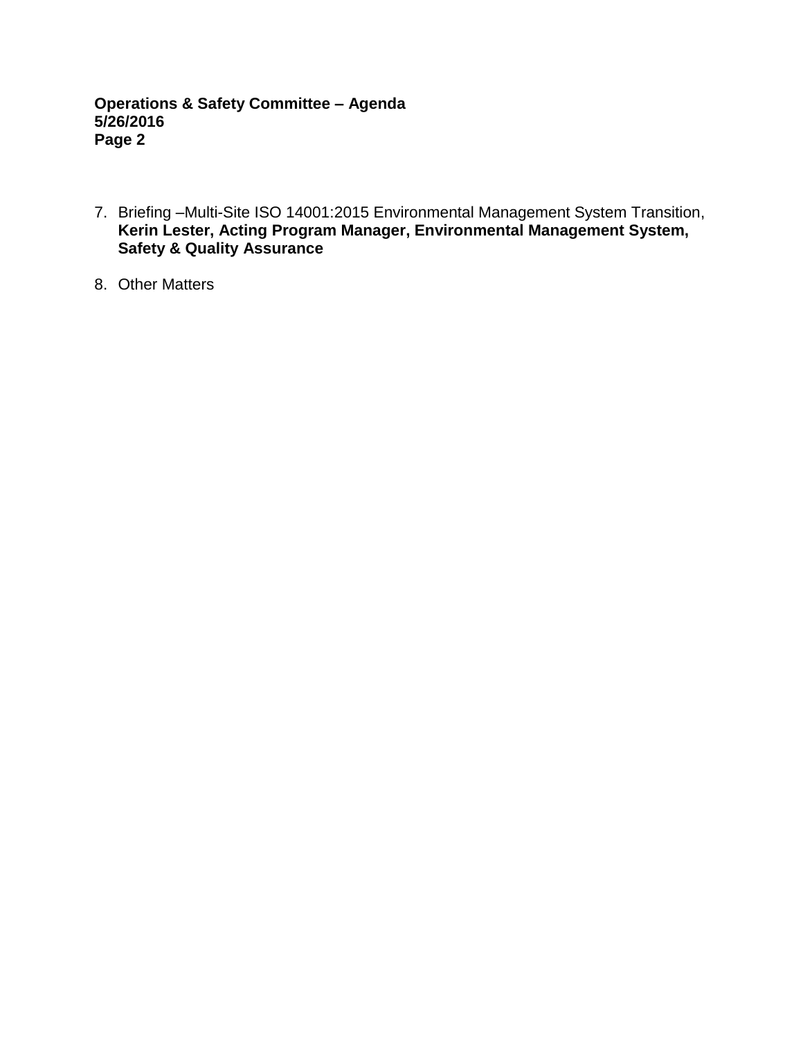7. Briefing –Multi-Site ISO 14001:2015 Environmental Management System Transition, **Kerin Lester, Acting Program Manager, Environmental Management System, Safety & Quality Assurance**

8. Other Matters